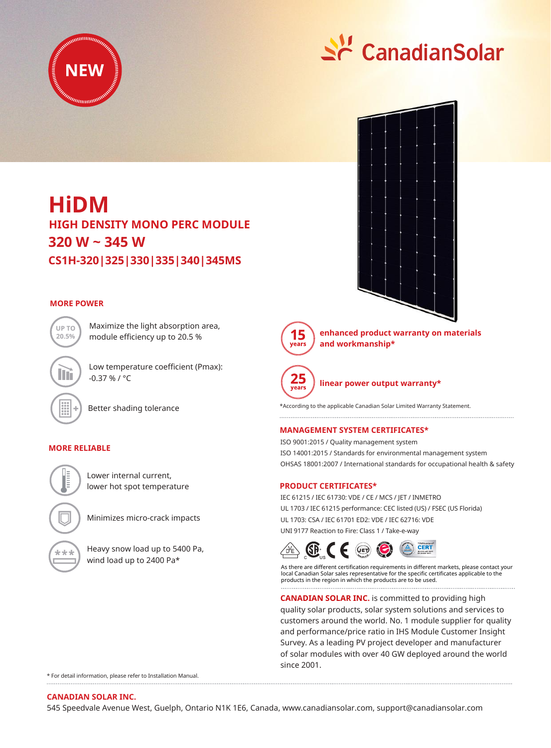NEW

CanadianSolar

# HiDM

## HIGH DENSITY MONO PERC MODULE

## 320 W ~ 345 W

## CS1H-320|325|330|335|340|345MS

### MORE POWER

UP TO 20.5% — Maximize the light absorption area, module efficiency up to 20.5 %

Low temperature coefficient (Pmax): -0.37 % / °C

Better shading tolerance

### MORE RELIABLE

Lower internal current, lower hot spot temperature

Minimizes micro-crack impacts

Heavy snow load up to 5400 Pa, wind load up to 2400 Pa*

**15 years** enhanced product warranty on materials and workmanship*

**25 years** linear power output warranty*

*According to the applicable Canadian Solar Limited Warranty Statement.

### MANAGEMENT SYSTEM CERTIFICATES*

ISO 9001:2015 / Quality management system
ISO 14001:2015 / Standards for environmental management system
OHSAS 18001:2007 / International standards for occupational health & safety

### PRODUCT CERTIFICATES*

IEC 61215 / IEC 61730: VDE / CE / MCS / JET / INMETRO
UL 1703 / IEC 61215 performance: CEC listed (US) / FSEC (US Florida)
UL 1703: CSA / IEC 61701 ED2: VDE / IEC 62716: VDE
UNI 9177 Reaction to Fire: Class 1 / Take-e-way

As there are different certification requirements in different markets, please contact your local Canadian Solar sales representative for the specific certificates applicable to the products in the region in which the products are to be used.

**CANADIAN SOLAR INC.** is committed to providing high quality solar products, solar system solutions and services to customers around the world. No. 1 module supplier for quality and performance/price ratio in IHS Module Customer Insight Survey. As a leading PV project developer and manufacturer of solar modules with over 40 GW deployed around the world since 2001.

\* For detail information, please refer to Installation Manual.

**CANADIAN SOLAR INC.**
545 Speedvale Avenue West, Guelph, Ontario N1K 1E6, Canada, www.canadiansolar.com, support@canadiansolar.com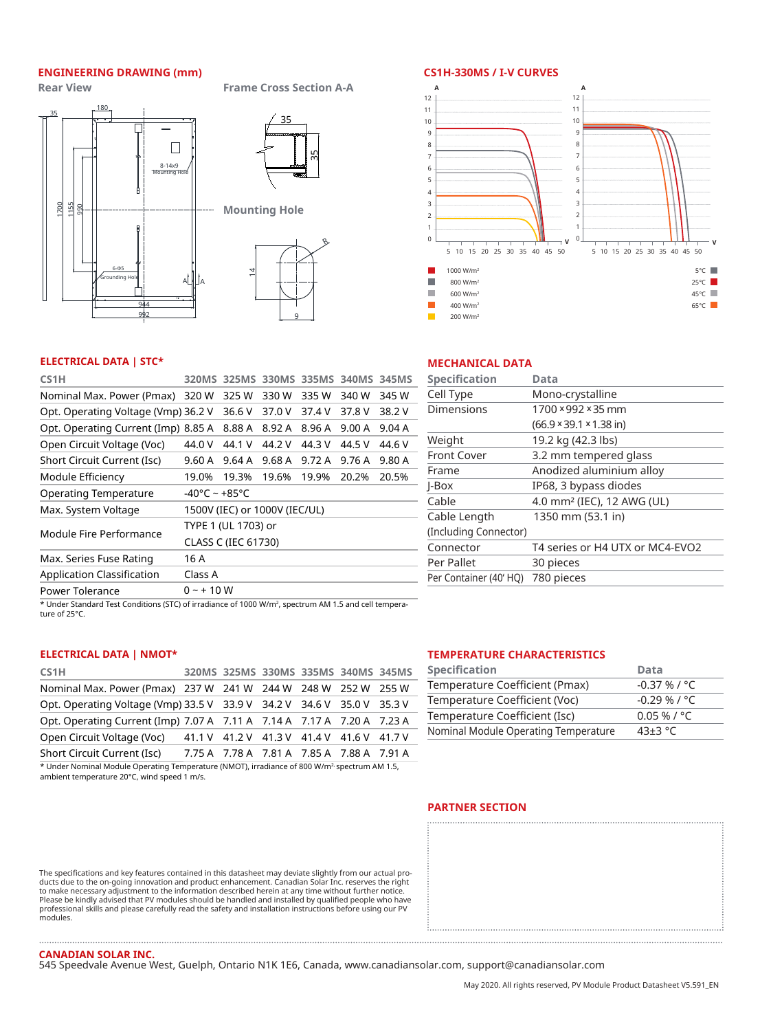## ENGINEERING DRAWING (mm)

Rear View

35
180
8-14x9
Mounting Hole
1700
1155
990
6-Φ5
Grounding Hole
A A
944
992

Frame Cross Section A-A

35
35

Mounting Hole

R
14
9

## CS1H-330MS / I-V CURVES

A
12
11
10
9
8
7
6
5
4
3
2
1
0
5 10 15 20 25 30 35 40 45 50
V

A
12
11
10
9
8
7
6
5
4
3
2
1
0
5 10 15 20 25 30 35 40 45 50
V

1000 W/m²
800 W/m²
600 W/m²
400 W/m²
200 W/m²

5°C
25°C
45°C
65°C

## ELECTRICAL DATA | STC*

| CS1H | 320MS | 325MS | 330MS | 335MS | 340MS | 345MS |
|---|---|---|---|---|---|---|
| Nominal Max. Power (Pmax) | 320 W | 325 W | 330 W | 335 W | 340 W | 345 W |
| Opt. Operating Voltage (Vmp) | 36.2 V | 36.6 V | 37.0 V | 37.4 V | 37.8 V | 38.2 V |
| Opt. Operating Current (Imp) | 8.85 A | 8.88 A | 8.92 A | 8.96 A | 9.00 A | 9.04 A |
| Open Circuit Voltage (Voc) | 44.0 V | 44.1 V | 44.2 V | 44.3 V | 44.5 V | 44.6 V |
| Short Circuit Current (Isc) | 9.60 A | 9.64 A | 9.68 A | 9.72 A | 9.76 A | 9.80 A |
| Module Efficiency | 19.0% | 19.3% | 19.6% | 19.9% | 20.2% | 20.5% |
| Operating Temperature | -40°C ~ +85°C | | | | | |
| Max. System Voltage | 1500V (IEC) or 1000V (IEC/UL) | | | | | |
| Module Fire Performance | TYPE 1 (UL 1703) or CLASS C (IEC 61730) | | | | | |
| Max. Series Fuse Rating | 16 A | | | | | |
| Application Classification | Class A | | | | | |
| Power Tolerance | 0 ~ + 10 W | | | | | |

\* Under Standard Test Conditions (STC) of irradiance of 1000 W/m², spectrum AM 1.5 and cell temperature of 25°C.

## MECHANICAL DATA

| Specification | Data |
|---|---|
| Cell Type | Mono-crystalline |
| Dimensions | 1700 × 992 × 35 mm (66.9 × 39.1 × 1.38 in) |
| Weight | 19.2 kg (42.3 lbs) |
| Front Cover | 3.2 mm tempered glass |
| Frame | Anodized aluminium alloy |
| J-Box | IP68, 3 bypass diodes |
| Cable | 4.0 mm² (IEC), 12 AWG (UL) |
| Cable Length (Including Connector) | 1350 mm (53.1 in) |
| Connector | T4 series or H4 UTX or MC4-EVO2 |
| Per Pallet | 30 pieces |
| Per Container (40' HQ) | 780 pieces |

## ELECTRICAL DATA | NMOT*

| CS1H | 320MS | 325MS | 330MS | 335MS | 340MS | 345MS |
|---|---|---|---|---|---|---|
| Nominal Max. Power (Pmax) | 237 W | 241 W | 244 W | 248 W | 252 W | 255 W |
| Opt. Operating Voltage (Vmp) | 33.5 V | 33.9 V | 34.2 V | 34.6 V | 35.0 V | 35.3 V |
| Opt. Operating Current (Imp) | 7.07 A | 7.11 A | 7.14 A | 7.17 A | 7.20 A | 7.23 A |
| Open Circuit Voltage (Voc) | 41.1 V | 41.2 V | 41.3 V | 41.4 V | 41.6 V | 41.7 V |
| Short Circuit Current (Isc) | 7.75 A | 7.78 A | 7.81 A | 7.85 A | 7.88 A | 7.91 A |

\* Under Nominal Module Operating Temperature (NMOT), irradiance of 800 W/m² spectrum AM 1.5, ambient temperature 20°C, wind speed 1 m/s.

## TEMPERATURE CHARACTERISTICS

| Specification | Data |
|---|---|
| Temperature Coefficient (Pmax) | -0.37 % / °C |
| Temperature Coefficient (Voc) | -0.29 % / °C |
| Temperature Coefficient (Isc) | 0.05 % / °C |
| Nominal Module Operating Temperature | 43±3 °C |

## PARTNER SECTION

The specifications and key features contained in this datasheet may deviate slightly from our actual products due to the on-going innovation and product enhancement. Canadian Solar Inc. reserves the right to make necessary adjustment to the information described herein at any time without further notice. Please be kindly advised that PV modules should be handled and installed by qualified people who have professional skills and please carefully read the safety and installation instructions before using our PV modules.

**CANADIAN SOLAR INC.**
545 Speedvale Avenue West, Guelph, Ontario N1K 1E6, Canada, www.canadiansolar.com, support@canadiansolar.com

May 2020. All rights reserved, PV Module Product Datasheet V5.591_EN